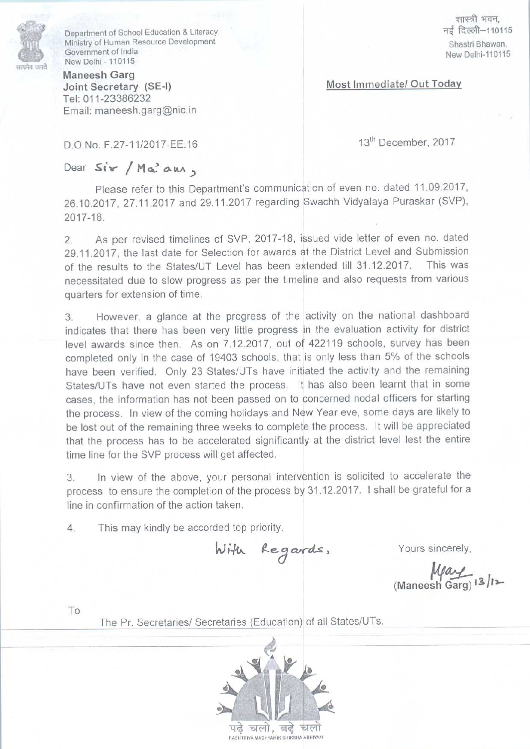Department of School Education & Literacy
Ministry of Human Resource Development
Government of India
New Delhi - 110115

शास्त्री भवन,
नई दिल्ली–110115
Shastri Bhawan,
New Delhi-110115

**Maneesh Garg**
**Joint Secretary (SE-I)**
Tel: 011-23386232
Email: maneesh.garg@nic.in

**Most Immediate/ Out Today**

D.O.No. F.27-11/2017-EE.16

13th December, 2017

Dear Sir / Ma'am,

Please refer to this Department's communication of even no. dated 11.09.2017, 26.10.2017, 27.11.2017 and 29.11.2017 regarding Swachh Vidyalaya Puraskar (SVP), 2017-18.

2. As per revised timelines of SVP, 2017-18, issued vide letter of even no. dated 29.11.2017, the last date for Selection for awards at the District Level and Submission of the results to the States/UT Level has been extended till 31.12.2017. This was necessitated due to slow progress as per the timeline and also requests from various quarters for extension of time.

3. However, a glance at the progress of the activity on the national dashboard indicates that there has been very little progress in the evaluation activity for district level awards since then. As on 7.12.2017, out of 422119 schools, survey has been completed only in the case of 19403 schools, that is only less than 5% of the schools have been verified. Only 23 States/UTs have initiated the activity and the remaining States/UTs have not even started the process. It has also been learnt that in some cases, the information has not been passed on to concerned nodal officers for starting the process. In view of the coming holidays and New Year eve, some days are likely to be lost out of the remaining three weeks to complete the process. It will be appreciated that the process has to be accelerated significantly at the district level lest the entire time line for the SVP process will get affected.

3. In view of the above, your personal intervention is solicited to accelerate the process to ensure the completion of the process by 31.12.2017. I shall be grateful for a line in confirmation of the action taken.

4. This may kindly be accorded top priority.

With Regards,

Yours sincerely,

(Maneesh Garg) 13/12

To

The Pr. Secretaries/ Secretaries (Education) of all States/UTs.

पढ़े चलो, बढ़े चलो
RASHTRIYA MADHYAMIK SHIKSHA ABHIYAN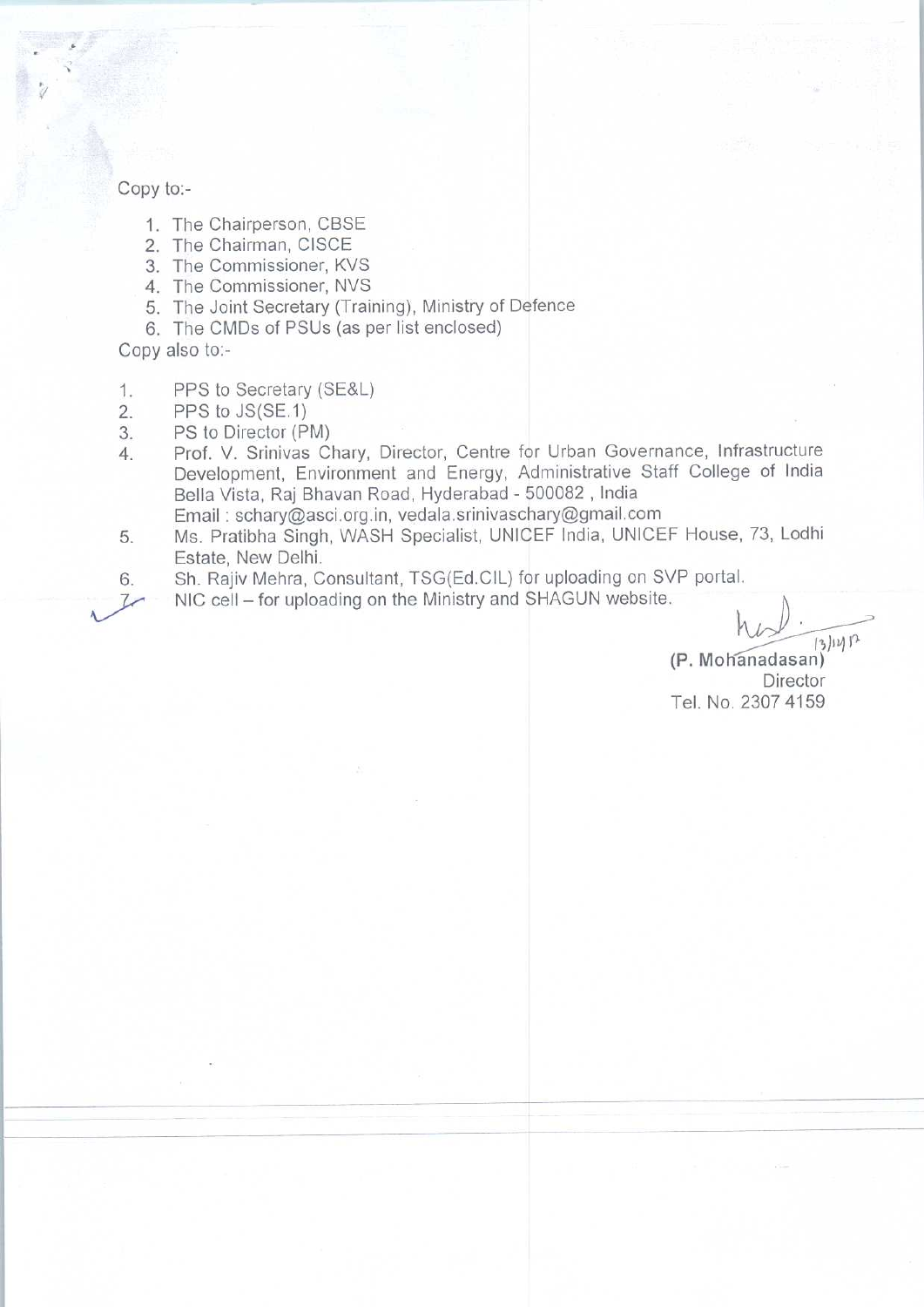Copy to:-

1. The Chairperson, CBSE
2. The Chairman, CISCE
3. The Commissioner, KVS
4. The Commissioner, NVS
5. The Joint Secretary (Training), Ministry of Defence
6. The CMDs of PSUs (as per list enclosed)

Copy also to:-

1. PPS to Secretary (SE&L)
2. PPS to JS(SE.1)
3. PS to Director (PM)
4. Prof. V. Srinivas Chary, Director, Centre for Urban Governance, Infrastructure Development, Environment and Energy, Administrative Staff College of India Bella Vista, Raj Bhavan Road, Hyderabad - 500082 , India
   Email : schary@asci.org.in, vedala.srinivaschary@gmail.com
5. Ms. Pratibha Singh, WASH Specialist, UNICEF India, UNICEF House, 73, Lodhi Estate, New Delhi.
6. Sh. Rajiv Mehra, Consultant, TSG(Ed.CIL) for uploading on SVP portal.
7. NIC cell – for uploading on the Ministry and SHAGUN website.

13/11/17

(P. Mohanadasan)
Director
Tel. No. 2307 4159